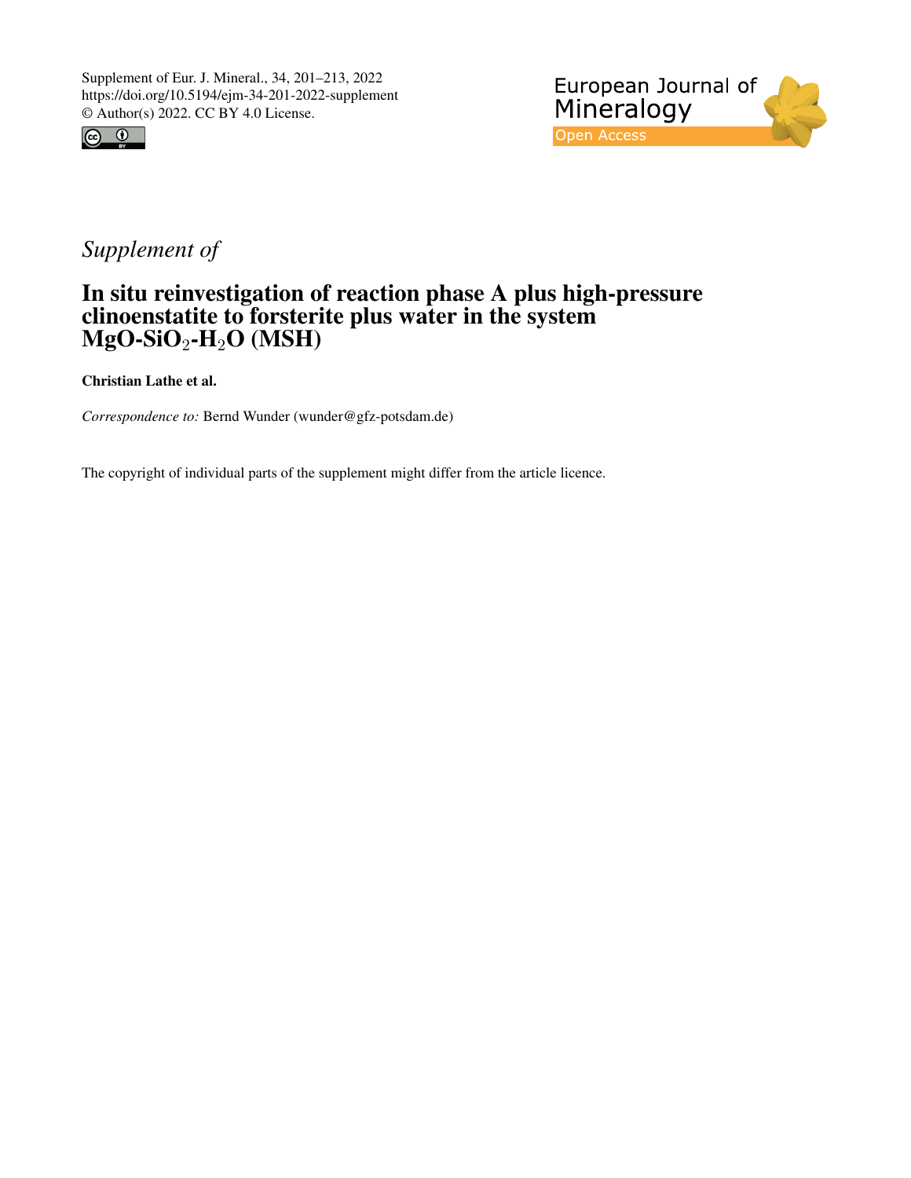Supplement of Eur. J. Mineral., 34, 201–213, 2022
https://doi.org/10.5194/ejm-34-201-2022-supplement
© Author(s) 2022. CC BY 4.0 License.

European Journal of Mineralogy
Open Access

*Supplement of*

# In situ reinvestigation of reaction phase A plus high-pressure clinoenstatite to forsterite plus water in the system MgO-$SiO_2$-$H_2O$ (MSH)

**Christian Lathe et al.**

*Correspondence to:* Bernd Wunder (wunder@gfz-potsdam.de)

The copyright of individual parts of the supplement might differ from the article licence.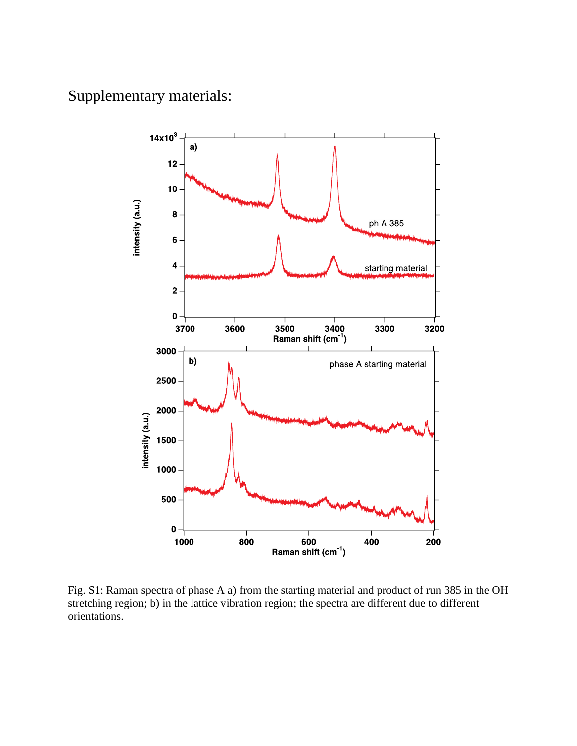Supplementary materials:

Fig. S1: Raman spectra of phase A a) from the starting material and product of run 385 in the OH stretching region; b) in the lattice vibration region; the spectra are different due to different orientations.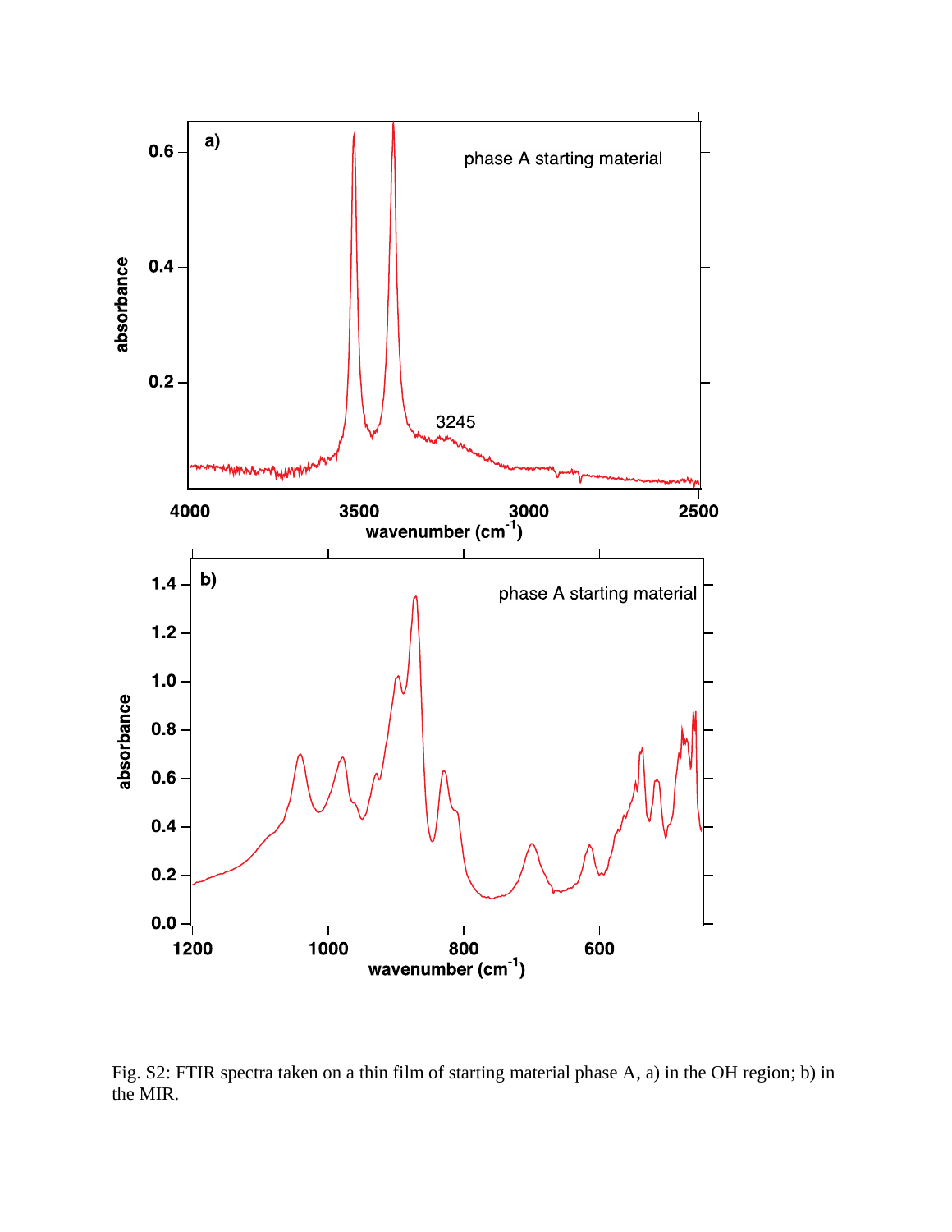Fig. S2: FTIR spectra taken on a thin film of starting material phase A, a) in the OH region; b) in the MIR.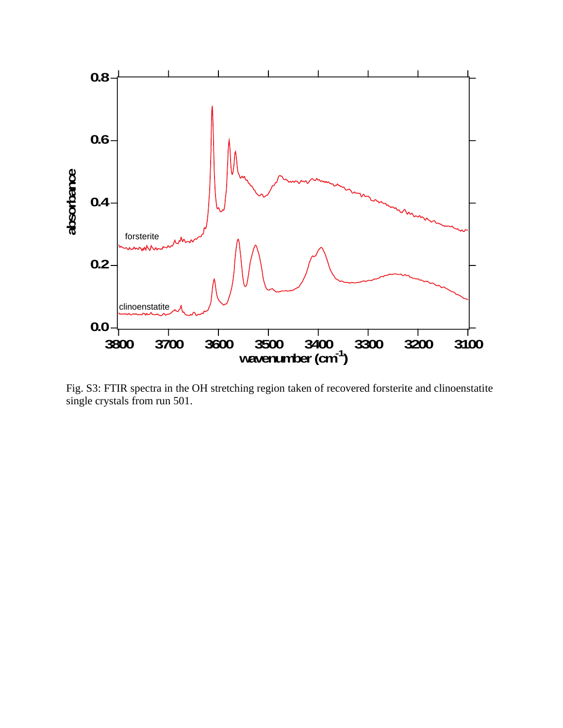Fig. S3: FTIR spectra in the OH stretching region taken of recovered forsterite and clinoenstatite single crystals from run 501.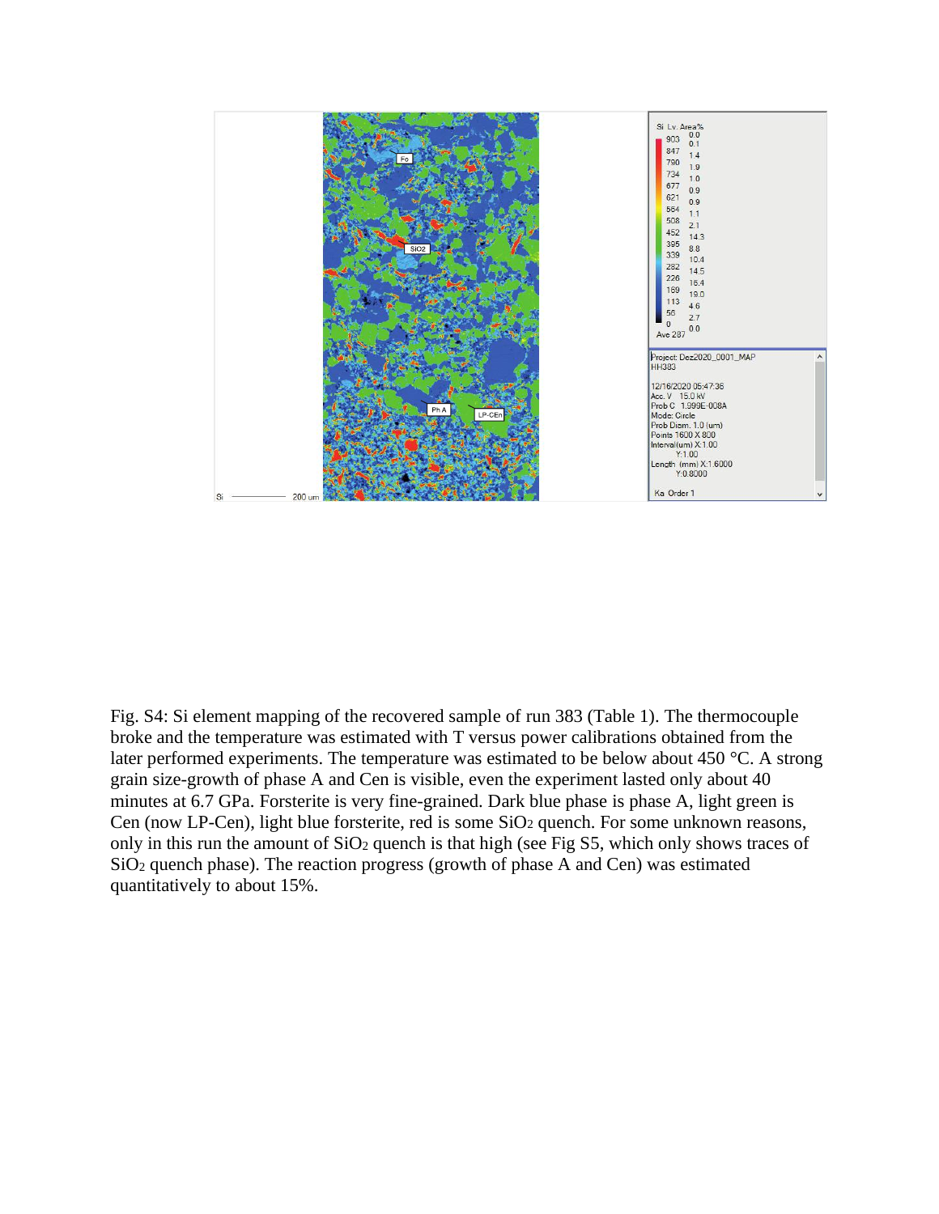Fig. S4: Si element mapping of the recovered sample of run 383 (Table 1). The thermocouple broke and the temperature was estimated with T versus power calibrations obtained from the later performed experiments. The temperature was estimated to be below about 450 °C. A strong grain size-growth of phase A and Cen is visible, even the experiment lasted only about 40 minutes at 6.7 GPa. Forsterite is very fine-grained. Dark blue phase is phase A, light green is Cen (now LP-Cen), light blue forsterite, red is some $SiO_2$ quench. For some unknown reasons, only in this run the amount of $SiO_2$ quench is that high (see Fig S5, which only shows traces of $SiO_2$ quench phase). The reaction progress (growth of phase A and Cen) was estimated quantitatively to about 15%.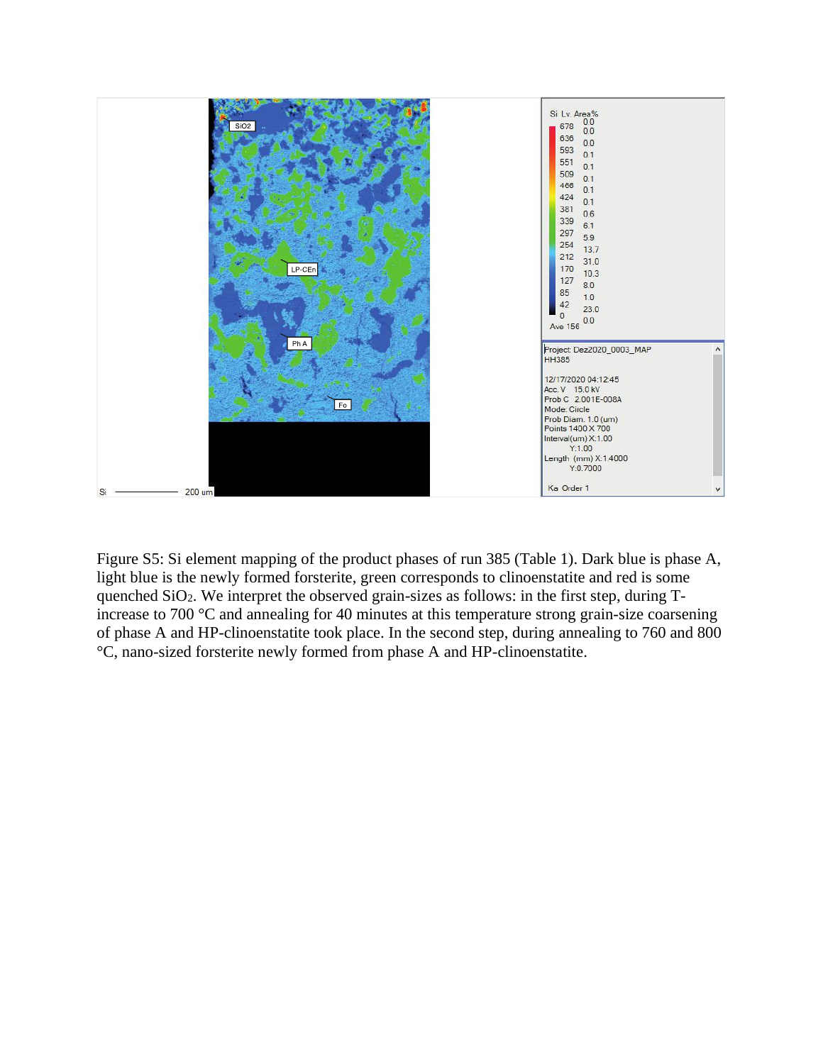Figure S5: Si element mapping of the product phases of run 385 (Table 1). Dark blue is phase A, light blue is the newly formed forsterite, green corresponds to clinoenstatite and red is some quenched $SiO_2$. We interpret the observed grain-sizes as follows: in the first step, during T-increase to 700 °C and annealing for 40 minutes at this temperature strong grain-size coarsening of phase A and HP-clinoenstatite took place. In the second step, during annealing to 760 and 800 °C, nano-sized forsterite newly formed from phase A and HP-clinoenstatite.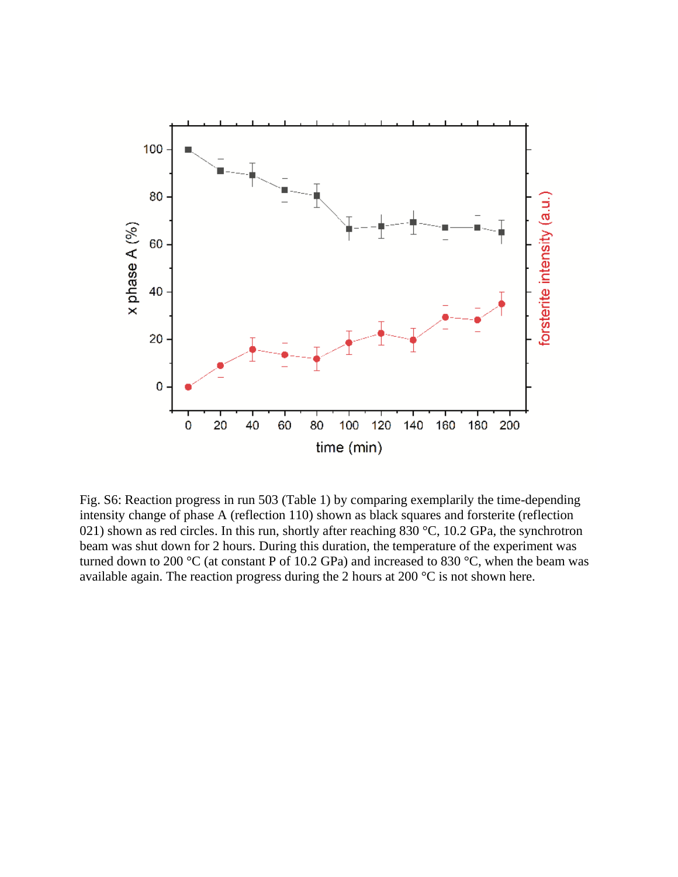Fig. S6: Reaction progress in run 503 (Table 1) by comparing exemplarily the time-depending intensity change of phase A (reflection 110) shown as black squares and forsterite (reflection 021) shown as red circles. In this run, shortly after reaching 830 °C, 10.2 GPa, the synchrotron beam was shut down for 2 hours. During this duration, the temperature of the experiment was turned down to 200 °C (at constant P of 10.2 GPa) and increased to 830 °C, when the beam was available again. The reaction progress during the 2 hours at 200 °C is not shown here.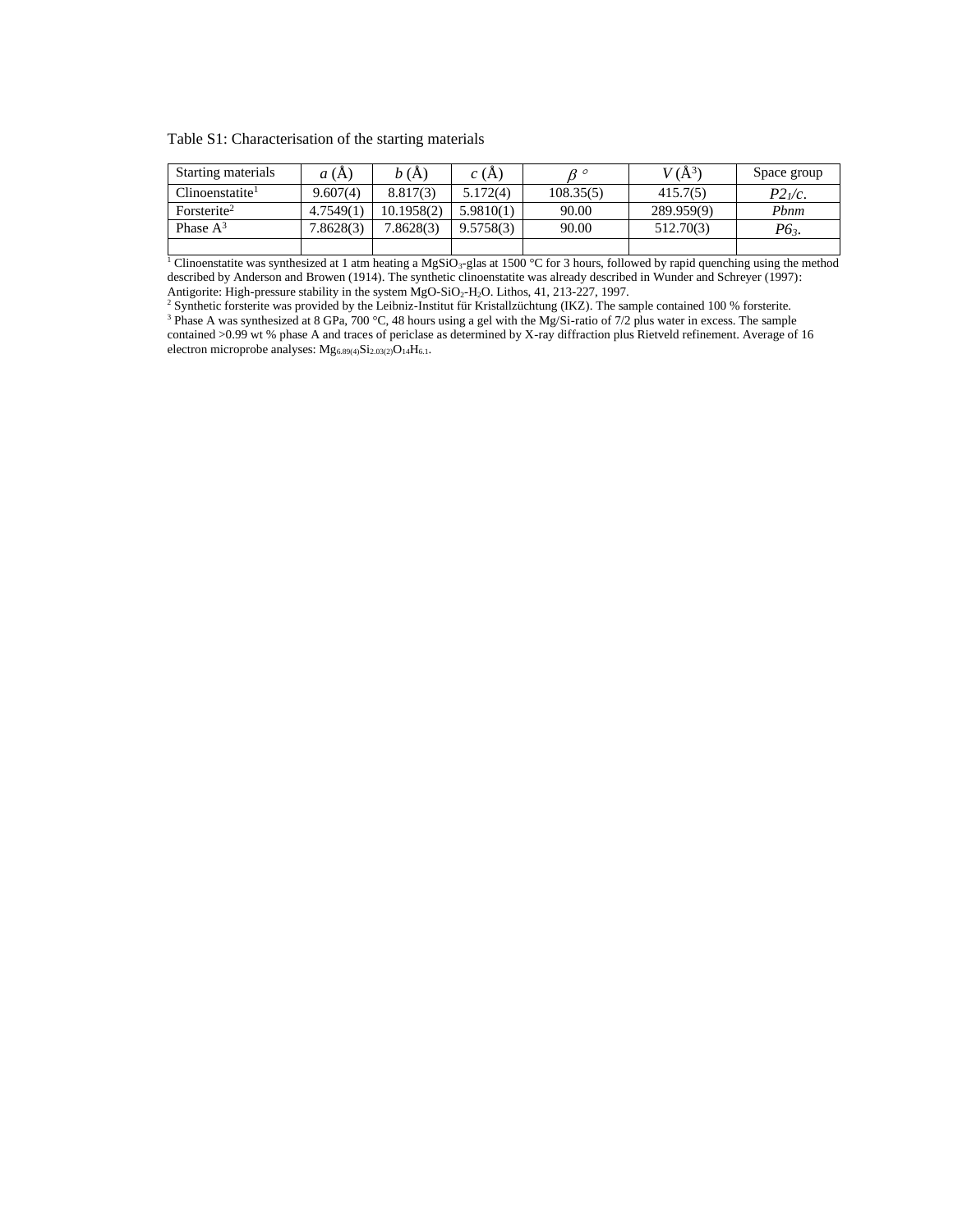Table S1: Characterisation of the starting materials

| Starting materials | $a$ (Å) | $b$ (Å) | $c$ (Å) | $\beta$ ° | $V$ (Å$^3$) | Space group |
| --- | --- | --- | --- | --- | --- | --- |
| Clinoenstatite[1] | 9.607(4) | 8.817(3) | 5.172(4) | 108.35(5) | 415.7(5) | $P2_1/c$. |
| Forsterite[2] | 4.7549(1) | 10.1958(2) | 5.9810(1) | 90.00 | 289.959(9) | *Pbnm* |
| Phase A[3] | 7.8628(3) | 7.8628(3) | 9.5758(3) | 90.00 | 512.70(3) | $P6_3$. |
| | | | | | | |

[1] Clinoenstatite was synthesized at 1 atm heating a $MgSiO_3$-glas at 1500 °C for 3 hours, followed by rapid quenching using the method described by Anderson and Browen (1914). The synthetic clinoenstatite was already described in Wunder and Schreyer (1997): Antigorite: High-pressure stability in the system $MgO$-$SiO_2$-$H_2O$. Lithos, 41, 213-227, 1997.

[2] Synthetic forsterite was provided by the Leibniz-Institut für Kristallzüchtung (IKZ). The sample contained 100 % forsterite.

[3] Phase A was synthesized at 8 GPa, 700 °C, 48 hours using a gel with the Mg/Si-ratio of 7/2 plus water in excess. The sample contained >0.99 wt % phase A and traces of periclase as determined by X-ray diffraction plus Rietveld refinement. Average of 16 electron microprobe analyses: $Mg_{6.89(4)}Si_{2.03(2)}O_{14}H_{6.1}$.